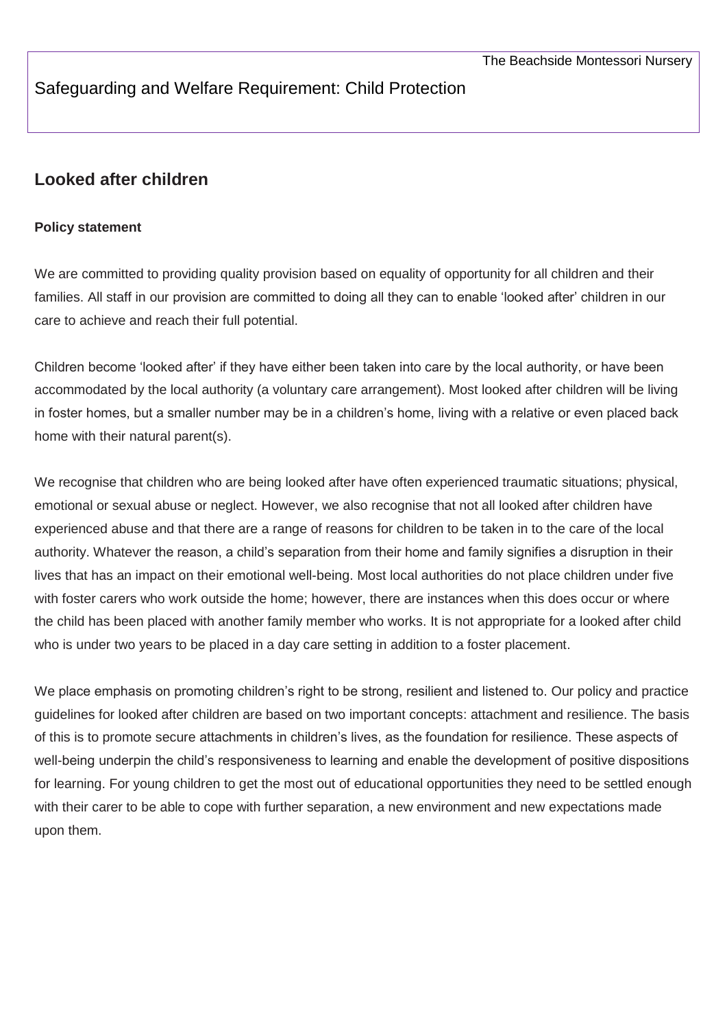Safeguarding and Welfare Requirement: Child Protection

## Looked after children

**Policy statement**

We are committed to providing quality provision based on equality of opportunity for all children and their families. All staff in our provision are committed to doing all they can to enable 'looked after' children in our care to achieve and reach their full potential.

Children become 'looked after' if they have either been taken into care by the local authority, or have been accommodated by the local authority (a voluntary care arrangement). Most looked after children will be living in foster homes, but a smaller number may be in a children's home, living with a relative or even placed back home with their natural parent(s).

We recognise that children who are being looked after have often experienced traumatic situations; physical, emotional or sexual abuse or neglect. However, we also recognise that not all looked after children have experienced abuse and that there are a range of reasons for children to be taken in to the care of the local authority. Whatever the reason, a child's separation from their home and family signifies a disruption in their lives that has an impact on their emotional well-being. Most local authorities do not place children under five with foster carers who work outside the home; however, there are instances when this does occur or where the child has been placed with another family member who works. It is not appropriate for a looked after child who is under two years to be placed in a day care setting in addition to a foster placement.

We place emphasis on promoting children's right to be strong, resilient and listened to. Our policy and practice guidelines for looked after children are based on two important concepts: attachment and resilience. The basis of this is to promote secure attachments in children's lives, as the foundation for resilience. These aspects of well-being underpin the child's responsiveness to learning and enable the development of positive dispositions for learning. For young children to get the most out of educational opportunities they need to be settled enough with their carer to be able to cope with further separation, a new environment and new expectations made upon them.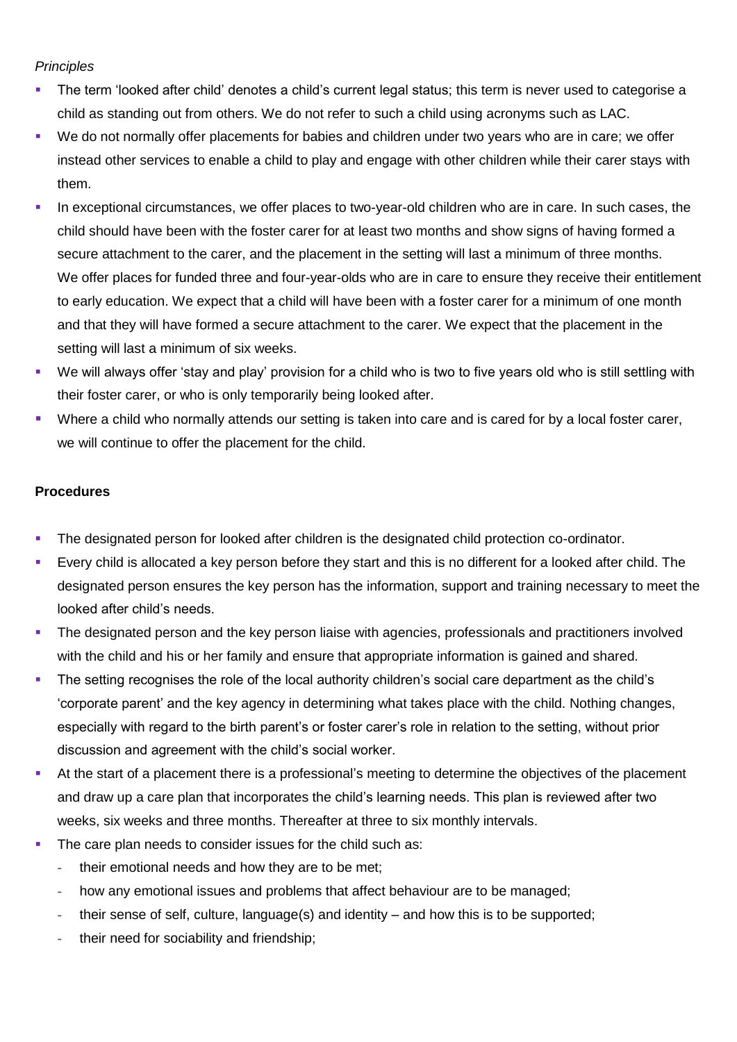*Principles*

- The term 'looked after child' denotes a child's current legal status; this term is never used to categorise a child as standing out from others. We do not refer to such a child using acronyms such as LAC.
- We do not normally offer placements for babies and children under two years who are in care; we offer instead other services to enable a child to play and engage with other children while their carer stays with them.
- In exceptional circumstances, we offer places to two-year-old children who are in care. In such cases, the child should have been with the foster carer for at least two months and show signs of having formed a secure attachment to the carer, and the placement in the setting will last a minimum of three months. We offer places for funded three and four-year-olds who are in care to ensure they receive their entitlement to early education. We expect that a child will have been with a foster carer for a minimum of one month and that they will have formed a secure attachment to the carer. We expect that the placement in the setting will last a minimum of six weeks.
- We will always offer 'stay and play' provision for a child who is two to five years old who is still settling with their foster carer, or who is only temporarily being looked after.
- Where a child who normally attends our setting is taken into care and is cared for by a local foster carer, we will continue to offer the placement for the child.

**Procedures**

- The designated person for looked after children is the designated child protection co-ordinator.
- Every child is allocated a key person before they start and this is no different for a looked after child. The designated person ensures the key person has the information, support and training necessary to meet the looked after child's needs.
- The designated person and the key person liaise with agencies, professionals and practitioners involved with the child and his or her family and ensure that appropriate information is gained and shared.
- The setting recognises the role of the local authority children's social care department as the child's 'corporate parent' and the key agency in determining what takes place with the child. Nothing changes, especially with regard to the birth parent's or foster carer's role in relation to the setting, without prior discussion and agreement with the child's social worker.
- At the start of a placement there is a professional's meeting to determine the objectives of the placement and draw up a care plan that incorporates the child's learning needs. This plan is reviewed after two weeks, six weeks and three months. Thereafter at three to six monthly intervals.
- The care plan needs to consider issues for the child such as:
  - their emotional needs and how they are to be met;
  - how any emotional issues and problems that affect behaviour are to be managed;
  - their sense of self, culture, language(s) and identity – and how this is to be supported;
  - their need for sociability and friendship;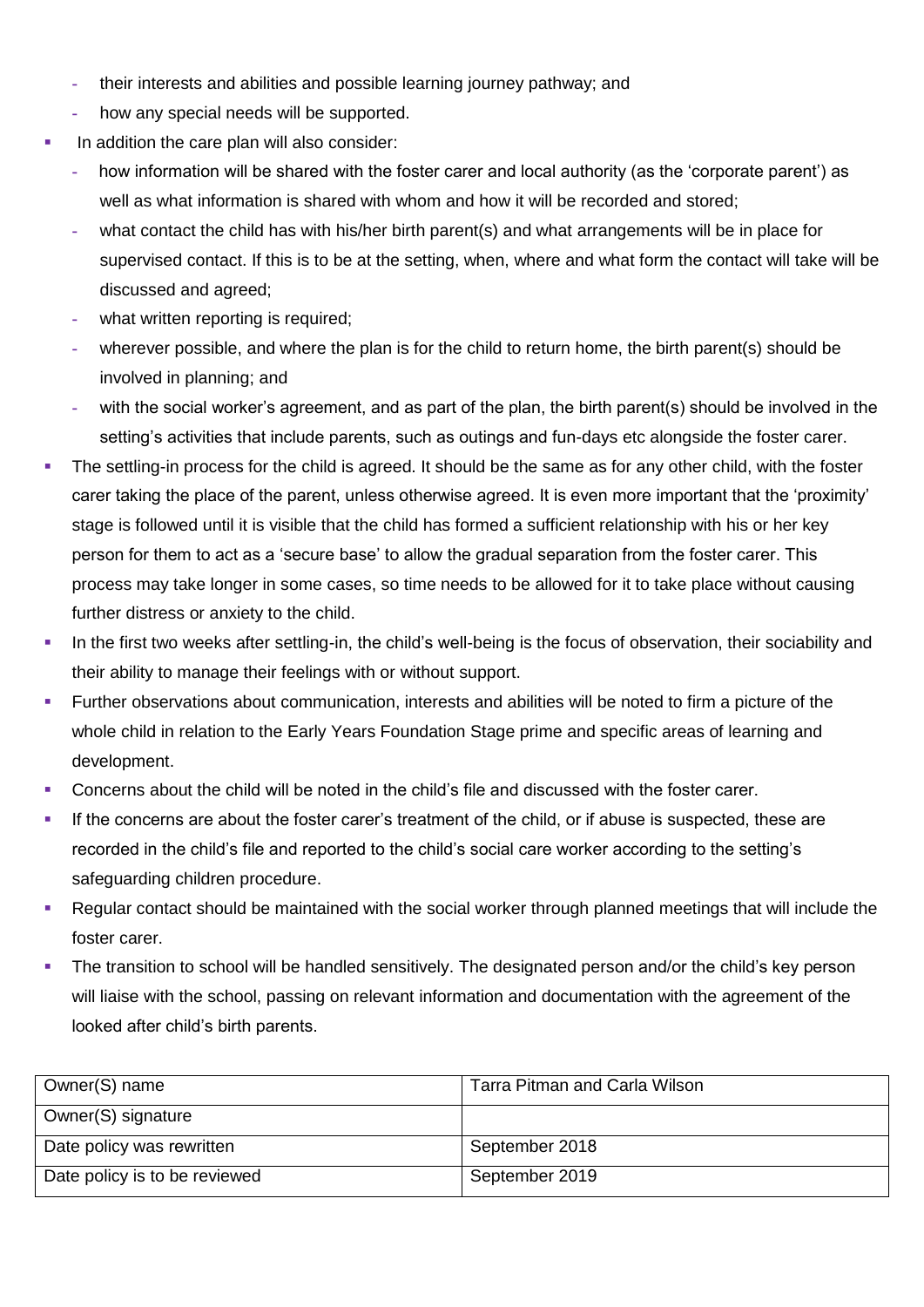- their interests and abilities and possible learning journey pathway; and
  - how any special needs will be supported.
- In addition the care plan will also consider:
  - how information will be shared with the foster carer and local authority (as the 'corporate parent') as well as what information is shared with whom and how it will be recorded and stored;
  - what contact the child has with his/her birth parent(s) and what arrangements will be in place for supervised contact. If this is to be at the setting, when, where and what form the contact will take will be discussed and agreed;
  - what written reporting is required;
  - wherever possible, and where the plan is for the child to return home, the birth parent(s) should be involved in planning; and
  - with the social worker's agreement, and as part of the plan, the birth parent(s) should be involved in the setting's activities that include parents, such as outings and fun-days etc alongside the foster carer.
- The settling-in process for the child is agreed. It should be the same as for any other child, with the foster carer taking the place of the parent, unless otherwise agreed. It is even more important that the 'proximity' stage is followed until it is visible that the child has formed a sufficient relationship with his or her key person for them to act as a 'secure base' to allow the gradual separation from the foster carer. This process may take longer in some cases, so time needs to be allowed for it to take place without causing further distress or anxiety to the child.
- In the first two weeks after settling-in, the child's well-being is the focus of observation, their sociability and their ability to manage their feelings with or without support.
- Further observations about communication, interests and abilities will be noted to firm a picture of the whole child in relation to the Early Years Foundation Stage prime and specific areas of learning and development.
- Concerns about the child will be noted in the child's file and discussed with the foster carer.
- If the concerns are about the foster carer's treatment of the child, or if abuse is suspected, these are recorded in the child's file and reported to the child's social care worker according to the setting's safeguarding children procedure.
- Regular contact should be maintained with the social worker through planned meetings that will include the foster carer.
- The transition to school will be handled sensitively. The designated person and/or the child's key person will liaise with the school, passing on relevant information and documentation with the agreement of the looked after child's birth parents.

| | |
|---|---|
| Owner(S) name | Tarra Pitman and Carla Wilson |
| Owner(S) signature | |
| Date policy was rewritten | September 2018 |
| Date policy is to be reviewed | September 2019 |